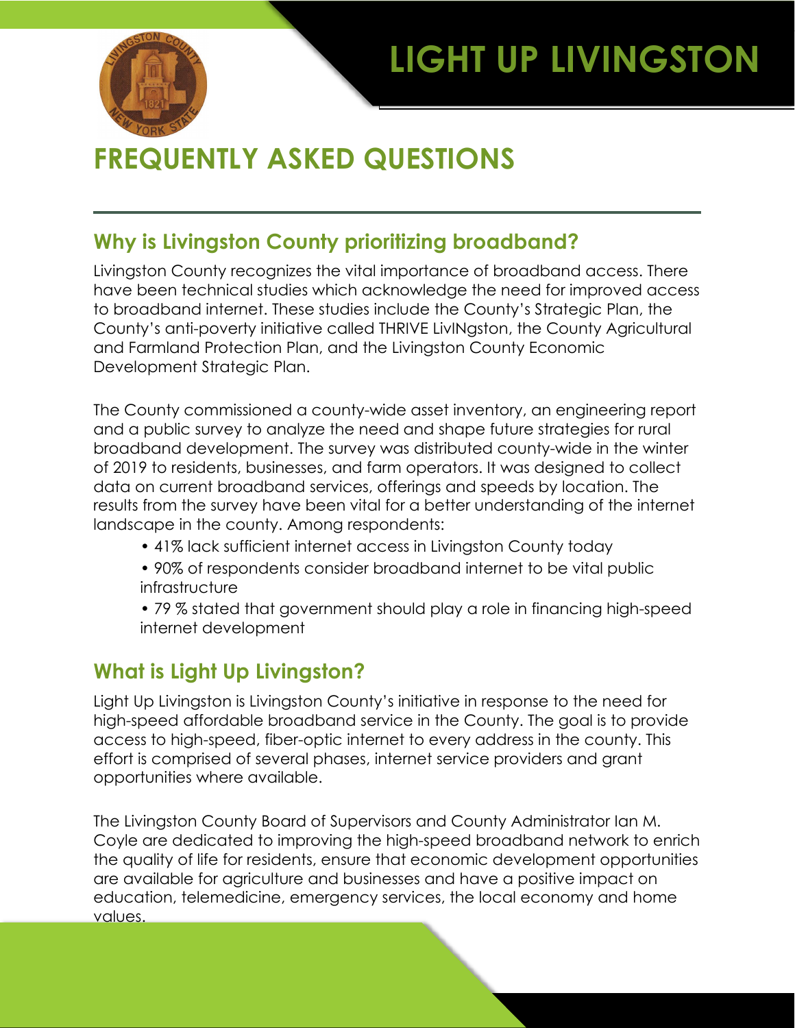# LIGHT UP LIVINGSTON

## FREQUENTLY ASKED QUESTIONS

### Why is Livingston County prioritizing broadband?

Livingston County recognizes the vital importance of broadband access. There have been technical studies which acknowledge the need for improved access to broadband internet. These studies include the County's Strategic Plan, the County's anti-poverty initiative called THRIVE LivINgston, the County Agricultural and Farmland Protection Plan, and the Livingston County Economic Development Strategic Plan.

The County commissioned a county-wide asset inventory, an engineering report and a public survey to analyze the need and shape future strategies for rural broadband development. The survey was distributed county-wide in the winter of 2019 to residents, businesses, and farm operators. It was designed to collect data on current broadband services, offerings and speeds by location. The results from the survey have been vital for a better understanding of the internet landscape in the county. Among respondents:

- 41% lack sufficient internet access in Livingston County today
- 90% of respondents consider broadband internet to be vital public infrastructure
- 79 % stated that government should play a role in financing high-speed internet development

### What is Light Up Livingston?

Light Up Livingston is Livingston County's initiative in response to the need for high-speed affordable broadband service in the County. The goal is to provide access to high-speed, fiber-optic internet to every address in the county. This effort is comprised of several phases, internet service providers and grant opportunities where available.

The Livingston County Board of Supervisors and County Administrator Ian M. Coyle are dedicated to improving the high-speed broadband network to enrich the quality of life for residents, ensure that economic development opportunities are available for agriculture and businesses and have a positive impact on education, telemedicine, emergency services, the local economy and home values.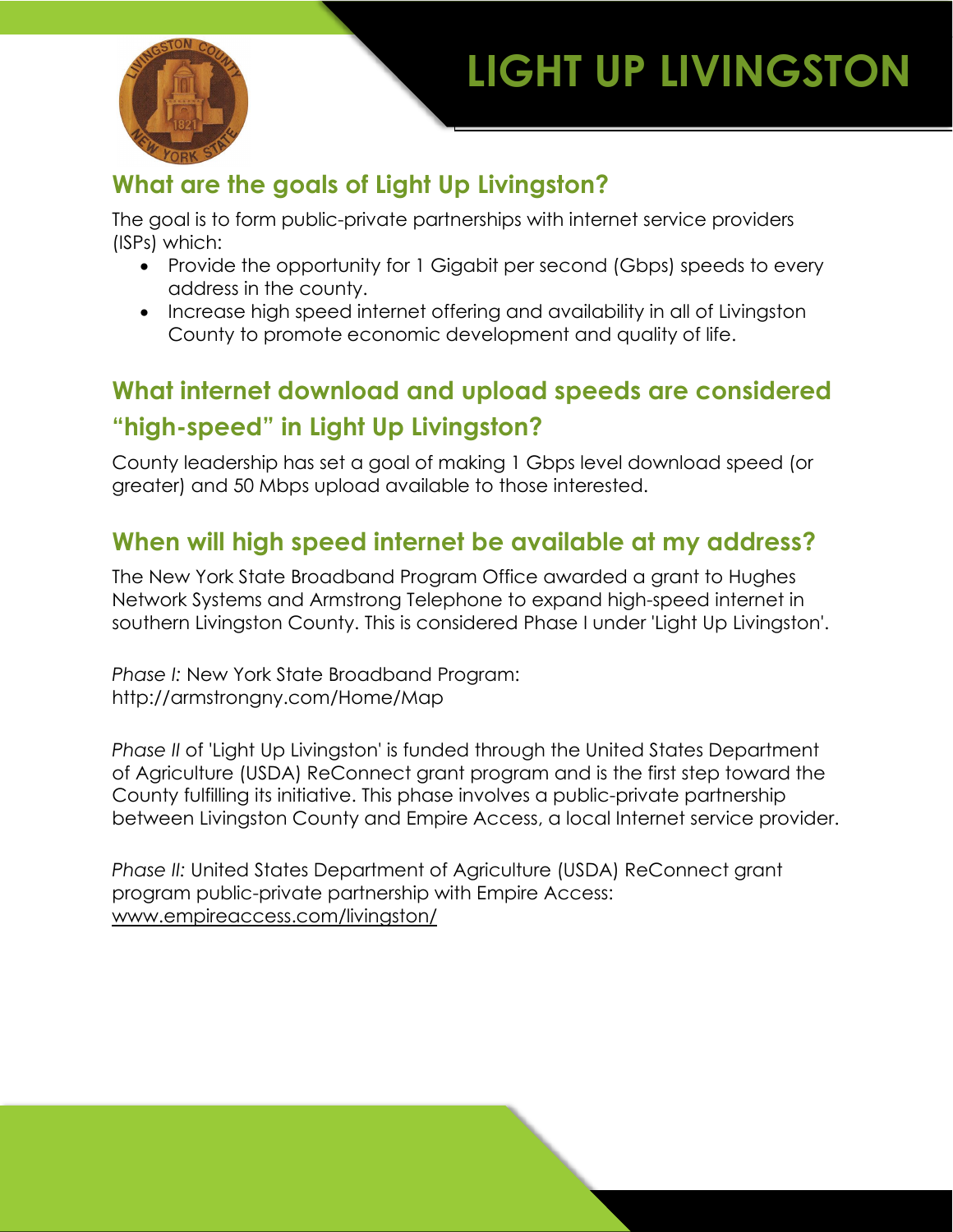# LIGHT UP LIVINGSTON

## What are the goals of Light Up Livingston?

The goal is to form public-private partnerships with internet service providers (ISPs) which:

- Provide the opportunity for 1 Gigabit per second (Gbps) speeds to every address in the county.
- Increase high speed internet offering and availability in all of Livingston County to promote economic development and quality of life.

## What internet download and upload speeds are considered "high-speed" in Light Up Livingston?

County leadership has set a goal of making 1 Gbps level download speed (or greater) and 50 Mbps upload available to those interested.

## When will high speed internet be available at my address?

The New York State Broadband Program Office awarded a grant to Hughes Network Systems and Armstrong Telephone to expand high-speed internet in southern Livingston County. This is considered Phase I under 'Light Up Livingston'.

*Phase I:* New York State Broadband Program:
http://armstrongny.com/Home/Map

*Phase II* of 'Light Up Livingston' is funded through the United States Department of Agriculture (USDA) ReConnect grant program and is the first step toward the County fulfilling its initiative. This phase involves a public-private partnership between Livingston County and Empire Access, a local Internet service provider.

*Phase II:* United States Department of Agriculture (USDA) ReConnect grant program public-private partnership with Empire Access:
www.empireaccess.com/livingston/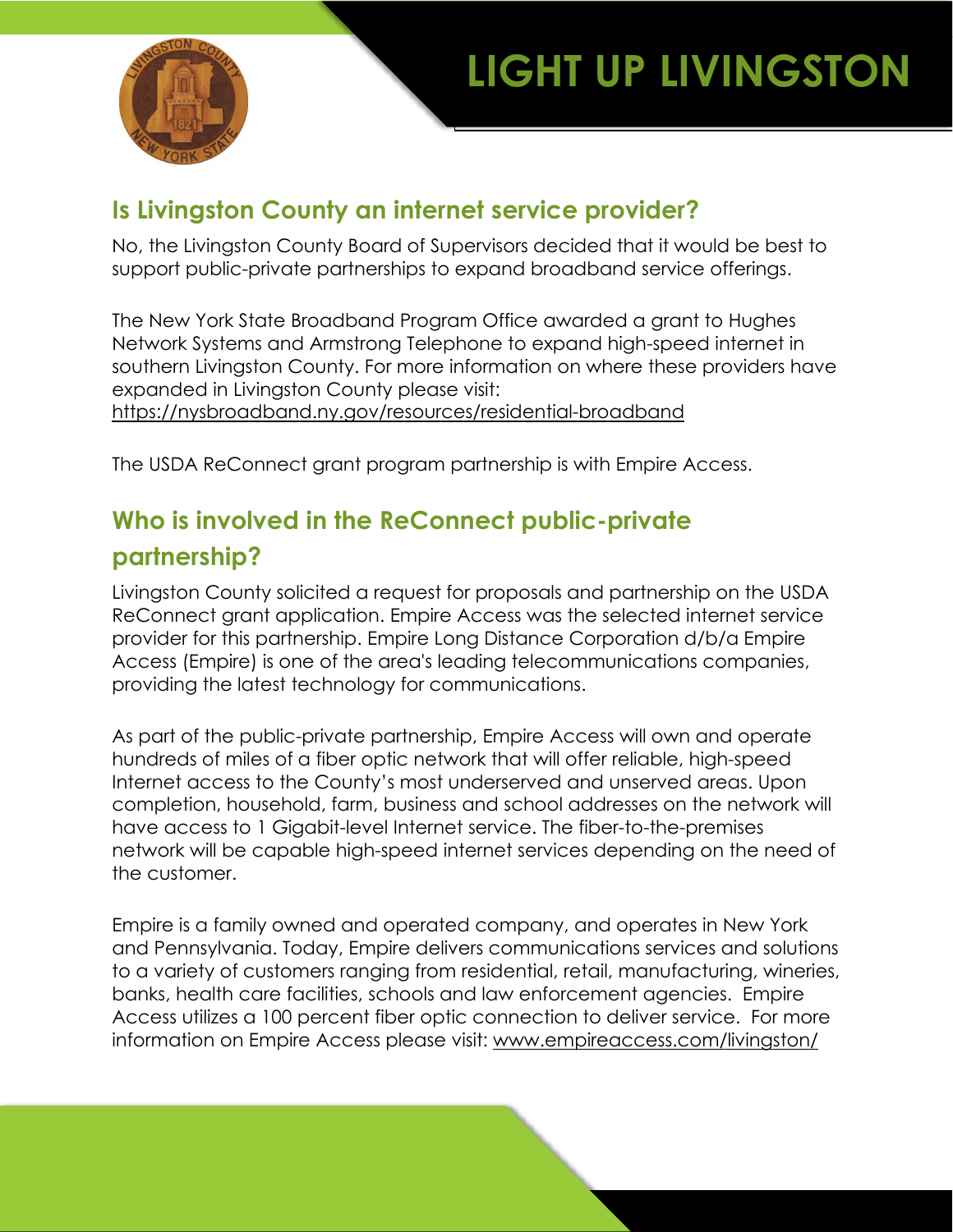# LIGHT UP LIVINGSTON

## Is Livingston County an internet service provider?

No, the Livingston County Board of Supervisors decided that it would be best to support public-private partnerships to expand broadband service offerings.

The New York State Broadband Program Office awarded a grant to Hughes Network Systems and Armstrong Telephone to expand high-speed internet in southern Livingston County. For more information on where these providers have expanded in Livingston County please visit: https://nysbroadband.ny.gov/resources/residential-broadband

The USDA ReConnect grant program partnership is with Empire Access.

## Who is involved in the ReConnect public-private partnership?

Livingston County solicited a request for proposals and partnership on the USDA ReConnect grant application. Empire Access was the selected internet service provider for this partnership. Empire Long Distance Corporation d/b/a Empire Access (Empire) is one of the area's leading telecommunications companies, providing the latest technology for communications.

As part of the public-private partnership, Empire Access will own and operate hundreds of miles of a fiber optic network that will offer reliable, high-speed Internet access to the County's most underserved and unserved areas. Upon completion, household, farm, business and school addresses on the network will have access to 1 Gigabit-level Internet service. The fiber-to-the-premises network will be capable high-speed internet services depending on the need of the customer.

Empire is a family owned and operated company, and operates in New York and Pennsylvania. Today, Empire delivers communications services and solutions to a variety of customers ranging from residential, retail, manufacturing, wineries, banks, health care facilities, schools and law enforcement agencies. Empire Access utilizes a 100 percent fiber optic connection to deliver service. For more information on Empire Access please visit: www.empireaccess.com/livingston/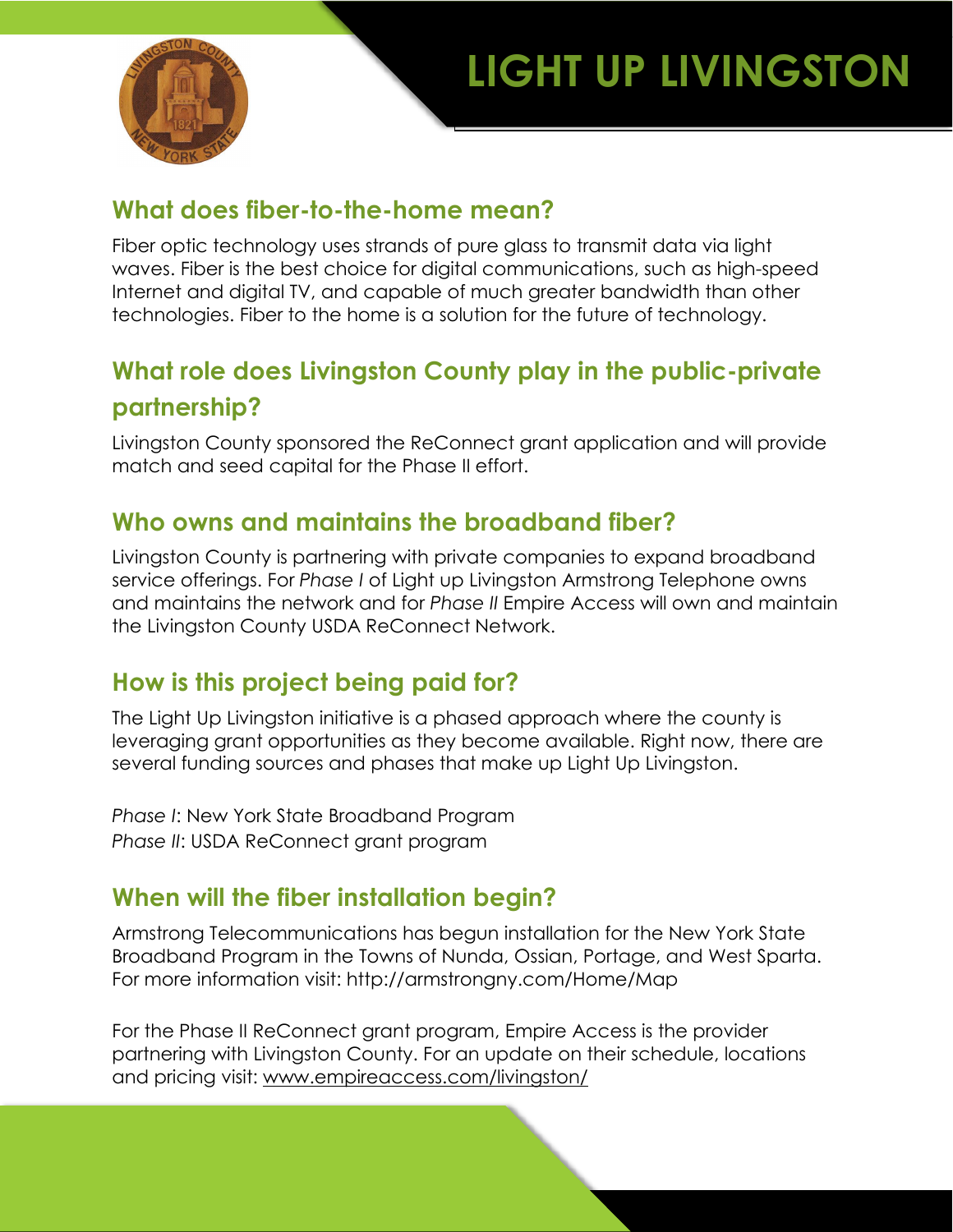# LIGHT UP LIVINGSTON

## What does fiber-to-the-home mean?

Fiber optic technology uses strands of pure glass to transmit data via light waves. Fiber is the best choice for digital communications, such as high-speed Internet and digital TV, and capable of much greater bandwidth than other technologies. Fiber to the home is a solution for the future of technology.

## What role does Livingston County play in the public-private partnership?

Livingston County sponsored the ReConnect grant application and will provide match and seed capital for the Phase II effort.

## Who owns and maintains the broadband fiber?

Livingston County is partnering with private companies to expand broadband service offerings. For *Phase I* of Light up Livingston Armstrong Telephone owns and maintains the network and for *Phase II* Empire Access will own and maintain the Livingston County USDA ReConnect Network.

## How is this project being paid for?

The Light Up Livingston initiative is a phased approach where the county is leveraging grant opportunities as they become available. Right now, there are several funding sources and phases that make up Light Up Livingston.

*Phase I*: New York State Broadband Program
*Phase II*: USDA ReConnect grant program

## When will the fiber installation begin?

Armstrong Telecommunications has begun installation for the New York State Broadband Program in the Towns of Nunda, Ossian, Portage, and West Sparta. For more information visit: http://armstrongny.com/Home/Map

For the Phase II ReConnect grant program, Empire Access is the provider partnering with Livingston County. For an update on their schedule, locations and pricing visit: www.empireaccess.com/livingston/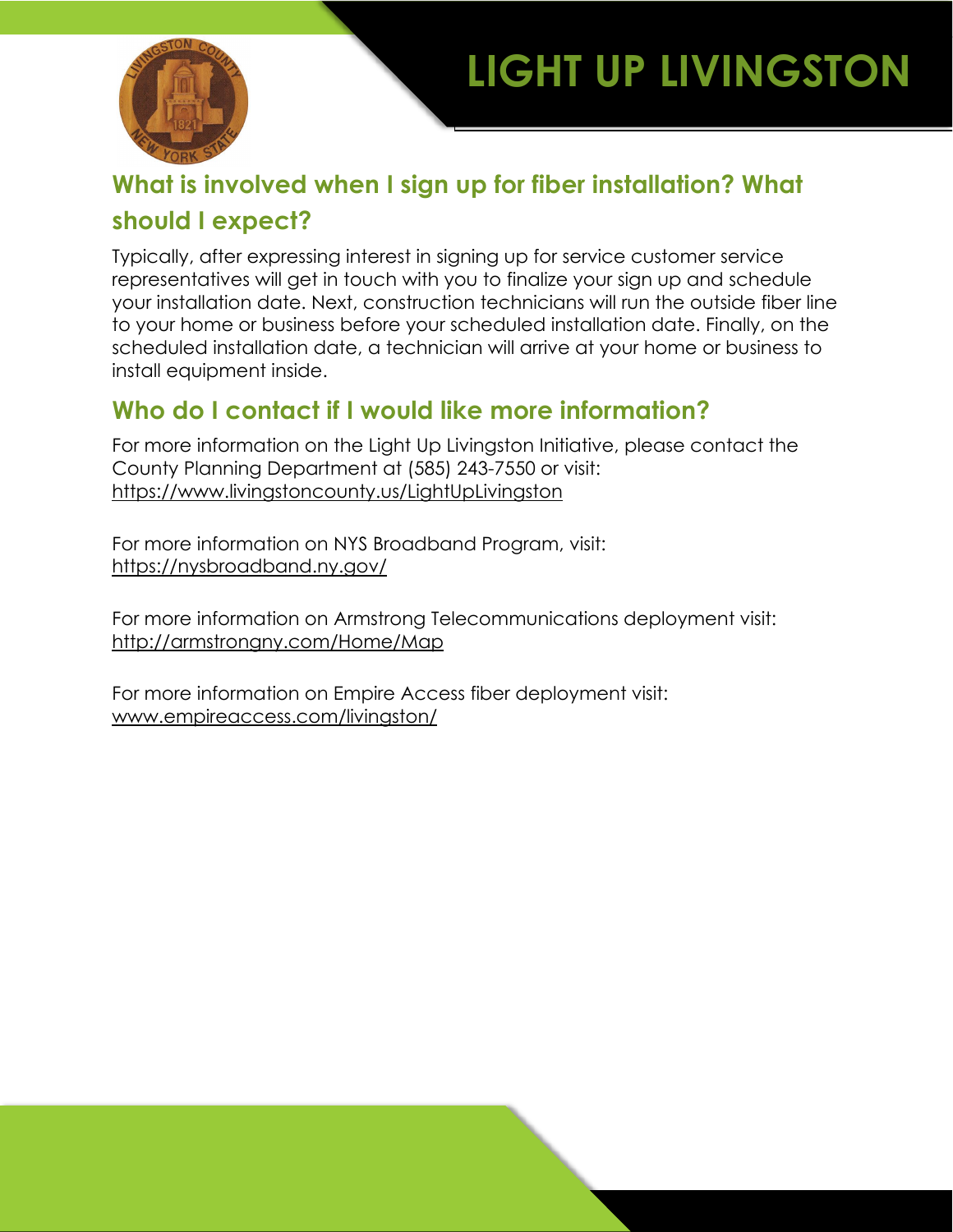# LIGHT UP LIVINGSTON

## What is involved when I sign up for fiber installation? What should I expect?

Typically, after expressing interest in signing up for service customer service representatives will get in touch with you to finalize your sign up and schedule your installation date. Next, construction technicians will run the outside fiber line to your home or business before your scheduled installation date. Finally, on the scheduled installation date, a technician will arrive at your home or business to install equipment inside.

## Who do I contact if I would like more information?

For more information on the Light Up Livingston Initiative, please contact the County Planning Department at (585) 243-7550 or visit: https://www.livingstoncounty.us/LightUpLivingston

For more information on NYS Broadband Program, visit: https://nysbroadband.ny.gov/

For more information on Armstrong Telecommunications deployment visit: http://armstrongny.com/Home/Map

For more information on Empire Access fiber deployment visit: www.empireaccess.com/livingston/